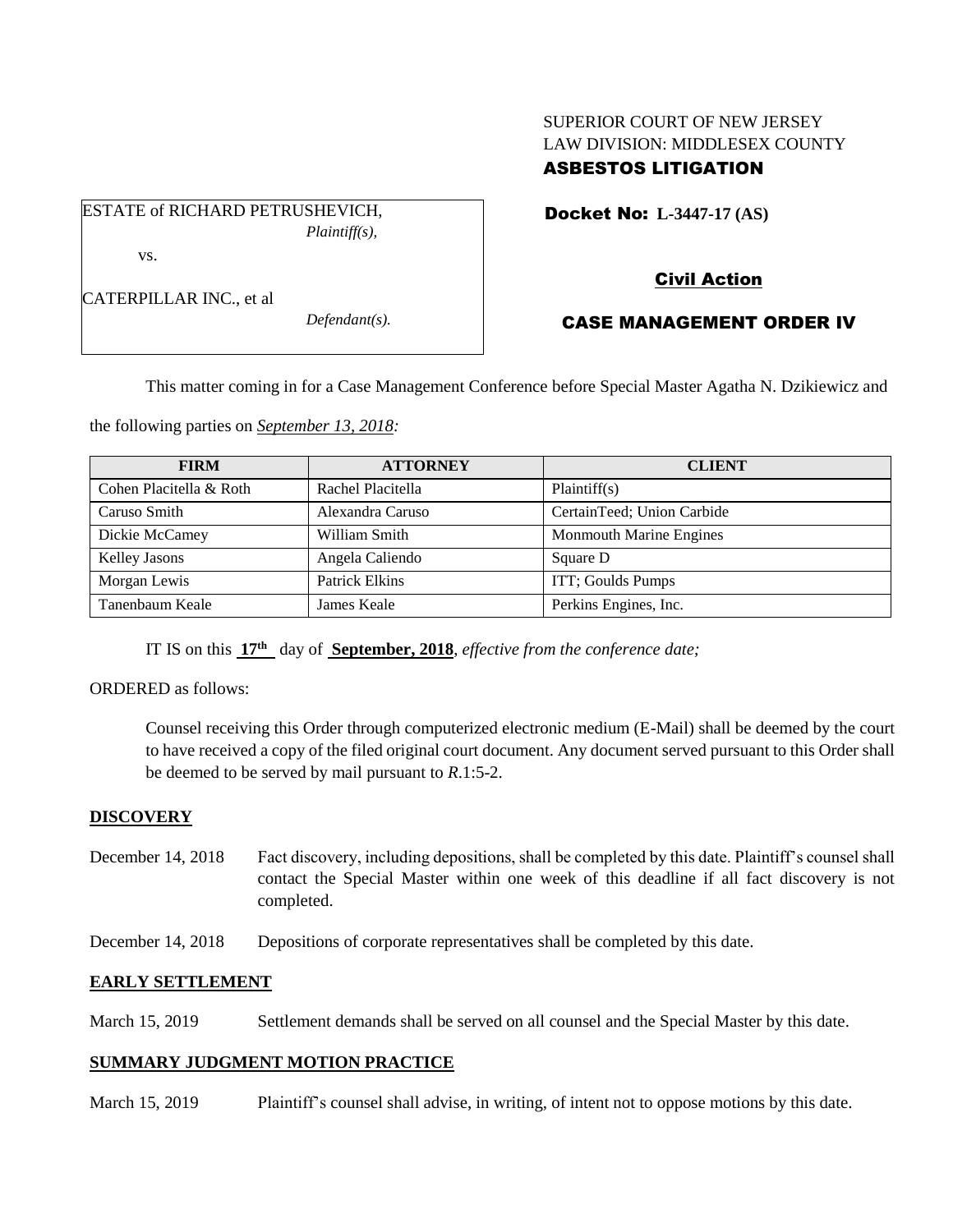SUPERIOR COURT OF NEW JERSEY
LAW DIVISION: MIDDLESEX COUNTY
**ASBESTOS LITIGATION**

ESTATE of RICHARD PETRUSHEVICH,
*Plaintiff(s),*

vs.

CATERPILLAR INC., et al
*Defendant(s).*

**Docket No: L-3447-17 (AS)**

**Civil Action**

**CASE MANAGEMENT ORDER IV**

This matter coming in for a Case Management Conference before Special Master Agatha N. Dzikiewicz and the following parties on *September 13, 2018:*

| FIRM | ATTORNEY | CLIENT |
|---|---|---|
| Cohen Placitella & Roth | Rachel Placitella | Plaintiff(s) |
| Caruso Smith | Alexandra Caruso | CertainTeed; Union Carbide |
| Dickie McCamey | William Smith | Monmouth Marine Engines |
| Kelley Jasons | Angela Caliendo | Square D |
| Morgan Lewis | Patrick Elkins | ITT; Goulds Pumps |
| Tanenbaum Keale | James Keale | Perkins Engines, Inc. |

IT IS on this **17th** day of **September, 2018**, *effective from the conference date;*

ORDERED as follows:

Counsel receiving this Order through computerized electronic medium (E-Mail) shall be deemed by the court to have received a copy of the filed original court document. Any document served pursuant to this Order shall be deemed to be served by mail pursuant to *R*.1:5-2.

## DISCOVERY

December 14, 2018 Fact discovery, including depositions, shall be completed by this date. Plaintiff's counsel shall contact the Special Master within one week of this deadline if all fact discovery is not completed.

December 14, 2018 Depositions of corporate representatives shall be completed by this date.

## EARLY SETTLEMENT

March 15, 2019 Settlement demands shall be served on all counsel and the Special Master by this date.

## SUMMARY JUDGMENT MOTION PRACTICE

March 15, 2019 Plaintiff's counsel shall advise, in writing, of intent not to oppose motions by this date.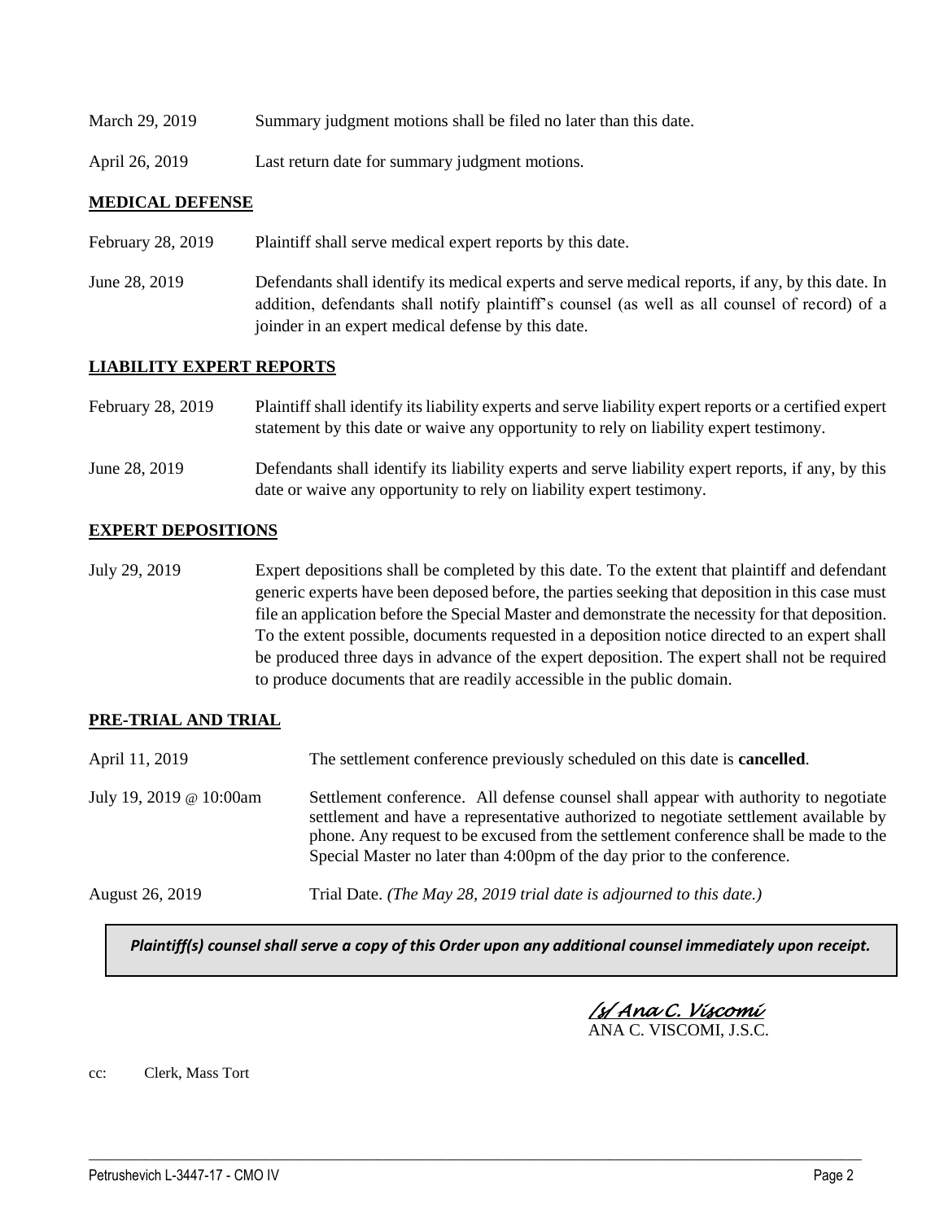| | |
|---|---|
| March 29, 2019 | Summary judgment motions shall be filed no later than this date. |
| April 26, 2019 | Last return date for summary judgment motions. |

## MEDICAL DEFENSE

| | |
|---|---|
| February 28, 2019 | Plaintiff shall serve medical expert reports by this date. |
| June 28, 2019 | Defendants shall identify its medical experts and serve medical reports, if any, by this date. In addition, defendants shall notify plaintiff's counsel (as well as all counsel of record) of a joinder in an expert medical defense by this date. |

## LIABILITY EXPERT REPORTS

| | |
|---|---|
| February 28, 2019 | Plaintiff shall identify its liability experts and serve liability expert reports or a certified expert statement by this date or waive any opportunity to rely on liability expert testimony. |
| June 28, 2019 | Defendants shall identify its liability experts and serve liability expert reports, if any, by this date or waive any opportunity to rely on liability expert testimony. |

## EXPERT DEPOSITIONS

| | |
|---|---|
| July 29, 2019 | Expert depositions shall be completed by this date. To the extent that plaintiff and defendant generic experts have been deposed before, the parties seeking that deposition in this case must file an application before the Special Master and demonstrate the necessity for that deposition. To the extent possible, documents requested in a deposition notice directed to an expert shall be produced three days in advance of the expert deposition. The expert shall not be required to produce documents that are readily accessible in the public domain. |

## PRE-TRIAL AND TRIAL

| | |
|---|---|
| April 11, 2019 | The settlement conference previously scheduled on this date is **cancelled**. |
| July 19, 2019 @ 10:00am | Settlement conference. All defense counsel shall appear with authority to negotiate settlement and have a representative authorized to negotiate settlement available by phone. Any request to be excused from the settlement conference shall be made to the Special Master no later than 4:00pm of the day prior to the conference. |
| August 26, 2019 | Trial Date. *(The May 28, 2019 trial date is adjourned to this date.)* |

***Plaintiff(s) counsel shall serve a copy of this Order upon any additional counsel immediately upon receipt.***

*/s/ Ana C. Viscomi*
ANA C. VISCOMI, J.S.C.

cc: Clerk, Mass Tort